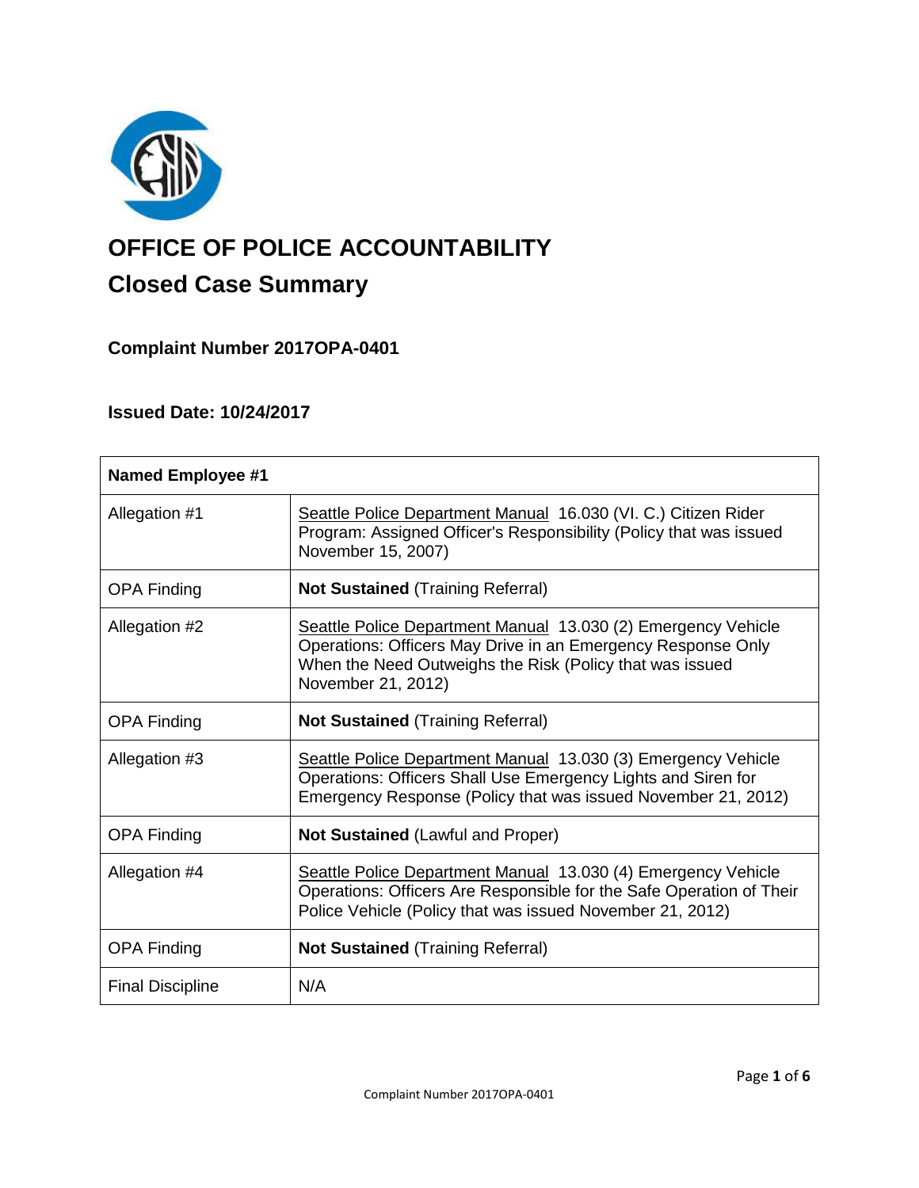# OFFICE OF POLICE ACCOUNTABILITY

## Closed Case Summary

### Complaint Number 2017OPA-0401

### Issued Date: 10/24/2017

| **Named Employee #1** | |
|---|---|
| Allegation #1 | Seattle Police Department Manual 16.030 (VI. C.) Citizen Rider Program: Assigned Officer's Responsibility (Policy that was issued November 15, 2007) |
| OPA Finding | **Not Sustained** (Training Referral) |
| Allegation #2 | Seattle Police Department Manual 13.030 (2) Emergency Vehicle Operations: Officers May Drive in an Emergency Response Only When the Need Outweighs the Risk (Policy that was issued November 21, 2012) |
| OPA Finding | **Not Sustained** (Training Referral) |
| Allegation #3 | Seattle Police Department Manual 13.030 (3) Emergency Vehicle Operations: Officers Shall Use Emergency Lights and Siren for Emergency Response (Policy that was issued November 21, 2012) |
| OPA Finding | **Not Sustained** (Lawful and Proper) |
| Allegation #4 | Seattle Police Department Manual 13.030 (4) Emergency Vehicle Operations: Officers Are Responsible for the Safe Operation of Their Police Vehicle (Policy that was issued November 21, 2012) |
| OPA Finding | **Not Sustained** (Training Referral) |
| Final Discipline | N/A |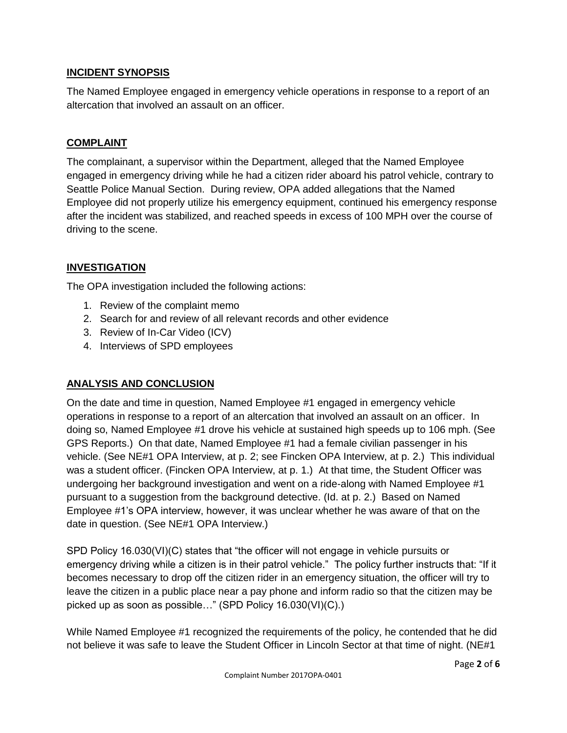## INCIDENT SYNOPSIS

The Named Employee engaged in emergency vehicle operations in response to a report of an altercation that involved an assault on an officer.

## COMPLAINT

The complainant, a supervisor within the Department, alleged that the Named Employee engaged in emergency driving while he had a citizen rider aboard his patrol vehicle, contrary to Seattle Police Manual Section. During review, OPA added allegations that the Named Employee did not properly utilize his emergency equipment, continued his emergency response after the incident was stabilized, and reached speeds in excess of 100 MPH over the course of driving to the scene.

## INVESTIGATION

The OPA investigation included the following actions:

1. Review of the complaint memo
2. Search for and review of all relevant records and other evidence
3. Review of In-Car Video (ICV)
4. Interviews of SPD employees

## ANALYSIS AND CONCLUSION

On the date and time in question, Named Employee #1 engaged in emergency vehicle operations in response to a report of an altercation that involved an assault on an officer. In doing so, Named Employee #1 drove his vehicle at sustained high speeds up to 106 mph. (See GPS Reports.) On that date, Named Employee #1 had a female civilian passenger in his vehicle. (See NE#1 OPA Interview, at p. 2; see Fincken OPA Interview, at p. 2.) This individual was a student officer. (Fincken OPA Interview, at p. 1.) At that time, the Student Officer was undergoing her background investigation and went on a ride-along with Named Employee #1 pursuant to a suggestion from the background detective. (Id. at p. 2.) Based on Named Employee #1's OPA interview, however, it was unclear whether he was aware of that on the date in question. (See NE#1 OPA Interview.)

SPD Policy 16.030(VI)(C) states that "the officer will not engage in vehicle pursuits or emergency driving while a citizen is in their patrol vehicle." The policy further instructs that: "If it becomes necessary to drop off the citizen rider in an emergency situation, the officer will try to leave the citizen in a public place near a pay phone and inform radio so that the citizen may be picked up as soon as possible…" (SPD Policy 16.030(VI)(C).)

While Named Employee #1 recognized the requirements of the policy, he contended that he did not believe it was safe to leave the Student Officer in Lincoln Sector at that time of night. (NE#1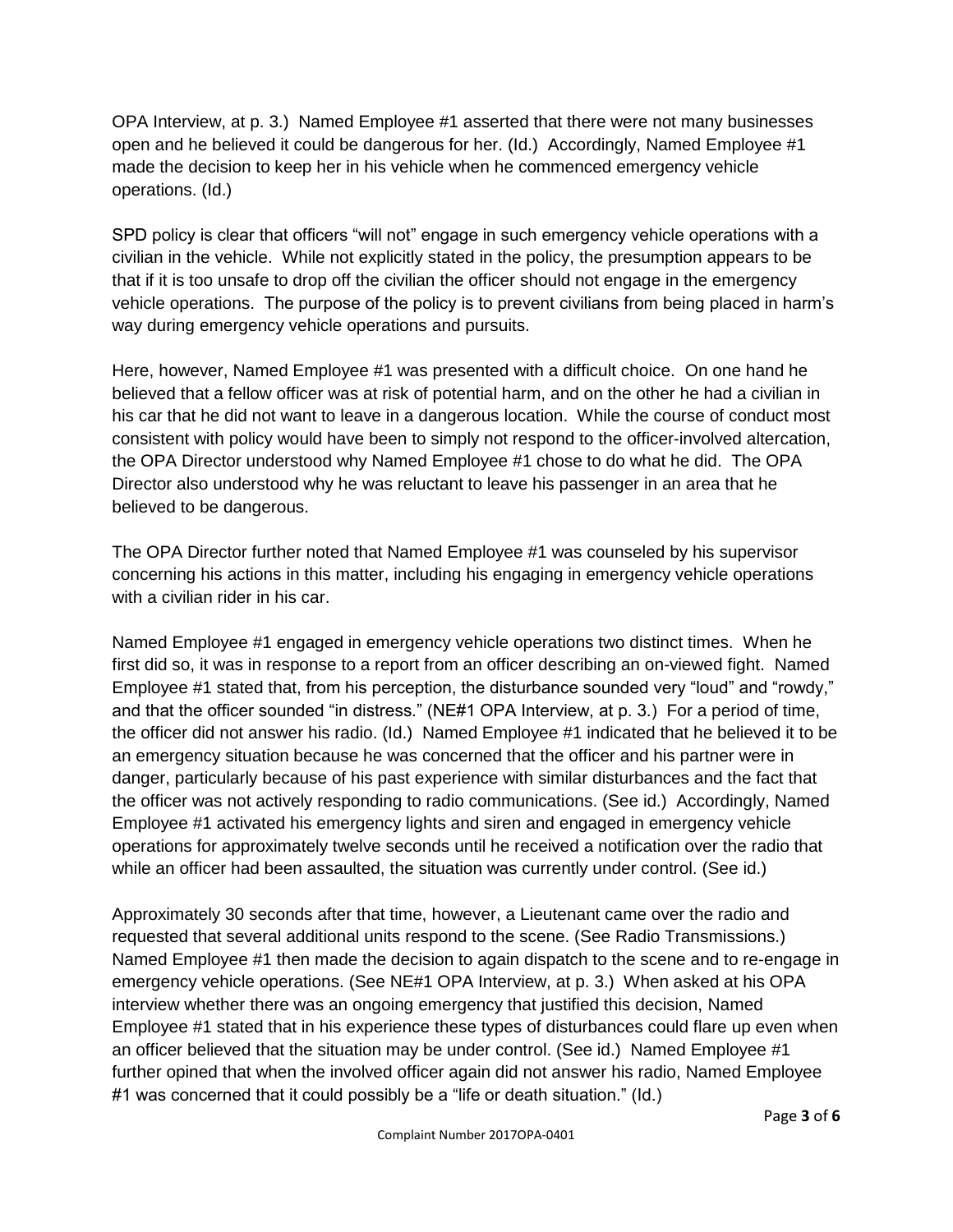OPA Interview, at p. 3.) Named Employee #1 asserted that there were not many businesses open and he believed it could be dangerous for her. (Id.) Accordingly, Named Employee #1 made the decision to keep her in his vehicle when he commenced emergency vehicle operations. (Id.)

SPD policy is clear that officers "will not" engage in such emergency vehicle operations with a civilian in the vehicle. While not explicitly stated in the policy, the presumption appears to be that if it is too unsafe to drop off the civilian the officer should not engage in the emergency vehicle operations. The purpose of the policy is to prevent civilians from being placed in harm's way during emergency vehicle operations and pursuits.

Here, however, Named Employee #1 was presented with a difficult choice. On one hand he believed that a fellow officer was at risk of potential harm, and on the other he had a civilian in his car that he did not want to leave in a dangerous location. While the course of conduct most consistent with policy would have been to simply not respond to the officer-involved altercation, the OPA Director understood why Named Employee #1 chose to do what he did. The OPA Director also understood why he was reluctant to leave his passenger in an area that he believed to be dangerous.

The OPA Director further noted that Named Employee #1 was counseled by his supervisor concerning his actions in this matter, including his engaging in emergency vehicle operations with a civilian rider in his car.

Named Employee #1 engaged in emergency vehicle operations two distinct times. When he first did so, it was in response to a report from an officer describing an on-viewed fight. Named Employee #1 stated that, from his perception, the disturbance sounded very "loud" and "rowdy," and that the officer sounded "in distress." (NE#1 OPA Interview, at p. 3.) For a period of time, the officer did not answer his radio. (Id.) Named Employee #1 indicated that he believed it to be an emergency situation because he was concerned that the officer and his partner were in danger, particularly because of his past experience with similar disturbances and the fact that the officer was not actively responding to radio communications. (See id.) Accordingly, Named Employee #1 activated his emergency lights and siren and engaged in emergency vehicle operations for approximately twelve seconds until he received a notification over the radio that while an officer had been assaulted, the situation was currently under control. (See id.)

Approximately 30 seconds after that time, however, a Lieutenant came over the radio and requested that several additional units respond to the scene. (See Radio Transmissions.) Named Employee #1 then made the decision to again dispatch to the scene and to re-engage in emergency vehicle operations. (See NE#1 OPA Interview, at p. 3.) When asked at his OPA interview whether there was an ongoing emergency that justified this decision, Named Employee #1 stated that in his experience these types of disturbances could flare up even when an officer believed that the situation may be under control. (See id.) Named Employee #1 further opined that when the involved officer again did not answer his radio, Named Employee #1 was concerned that it could possibly be a "life or death situation." (Id.)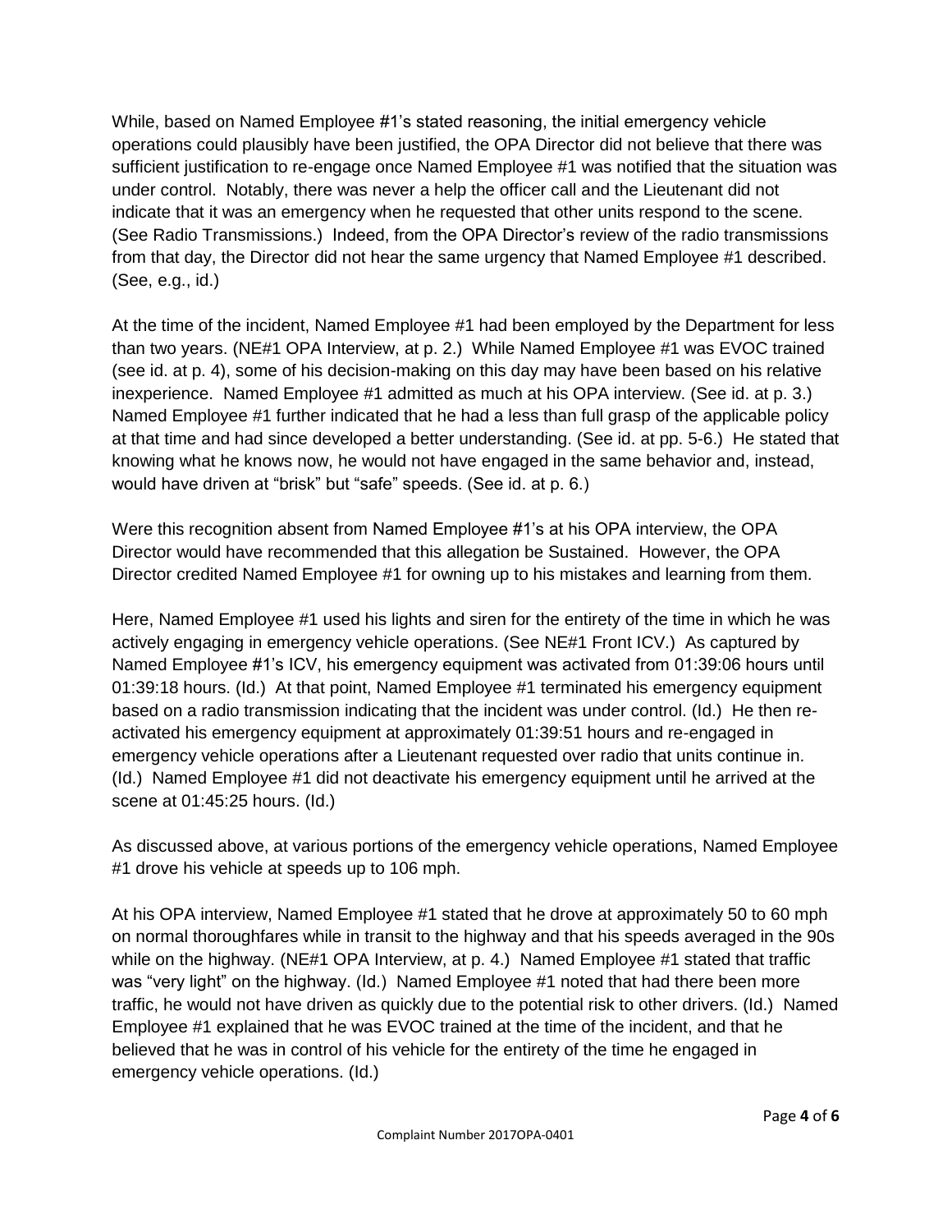While, based on Named Employee #1's stated reasoning, the initial emergency vehicle operations could plausibly have been justified, the OPA Director did not believe that there was sufficient justification to re-engage once Named Employee #1 was notified that the situation was under control. Notably, there was never a help the officer call and the Lieutenant did not indicate that it was an emergency when he requested that other units respond to the scene. (See Radio Transmissions.) Indeed, from the OPA Director's review of the radio transmissions from that day, the Director did not hear the same urgency that Named Employee #1 described. (See, e.g., id.)

At the time of the incident, Named Employee #1 had been employed by the Department for less than two years. (NE#1 OPA Interview, at p. 2.) While Named Employee #1 was EVOC trained (see id. at p. 4), some of his decision-making on this day may have been based on his relative inexperience. Named Employee #1 admitted as much at his OPA interview. (See id. at p. 3.) Named Employee #1 further indicated that he had a less than full grasp of the applicable policy at that time and had since developed a better understanding. (See id. at pp. 5-6.) He stated that knowing what he knows now, he would not have engaged in the same behavior and, instead, would have driven at "brisk" but "safe" speeds. (See id. at p. 6.)

Were this recognition absent from Named Employee #1's at his OPA interview, the OPA Director would have recommended that this allegation be Sustained. However, the OPA Director credited Named Employee #1 for owning up to his mistakes and learning from them.

Here, Named Employee #1 used his lights and siren for the entirety of the time in which he was actively engaging in emergency vehicle operations. (See NE#1 Front ICV.) As captured by Named Employee #1's ICV, his emergency equipment was activated from 01:39:06 hours until 01:39:18 hours. (Id.) At that point, Named Employee #1 terminated his emergency equipment based on a radio transmission indicating that the incident was under control. (Id.) He then re-activated his emergency equipment at approximately 01:39:51 hours and re-engaged in emergency vehicle operations after a Lieutenant requested over radio that units continue in. (Id.) Named Employee #1 did not deactivate his emergency equipment until he arrived at the scene at 01:45:25 hours. (Id.)

As discussed above, at various portions of the emergency vehicle operations, Named Employee #1 drove his vehicle at speeds up to 106 mph.

At his OPA interview, Named Employee #1 stated that he drove at approximately 50 to 60 mph on normal thoroughfares while in transit to the highway and that his speeds averaged in the 90s while on the highway. (NE#1 OPA Interview, at p. 4.) Named Employee #1 stated that traffic was "very light" on the highway. (Id.) Named Employee #1 noted that had there been more traffic, he would not have driven as quickly due to the potential risk to other drivers. (Id.) Named Employee #1 explained that he was EVOC trained at the time of the incident, and that he believed that he was in control of his vehicle for the entirety of the time he engaged in emergency vehicle operations. (Id.)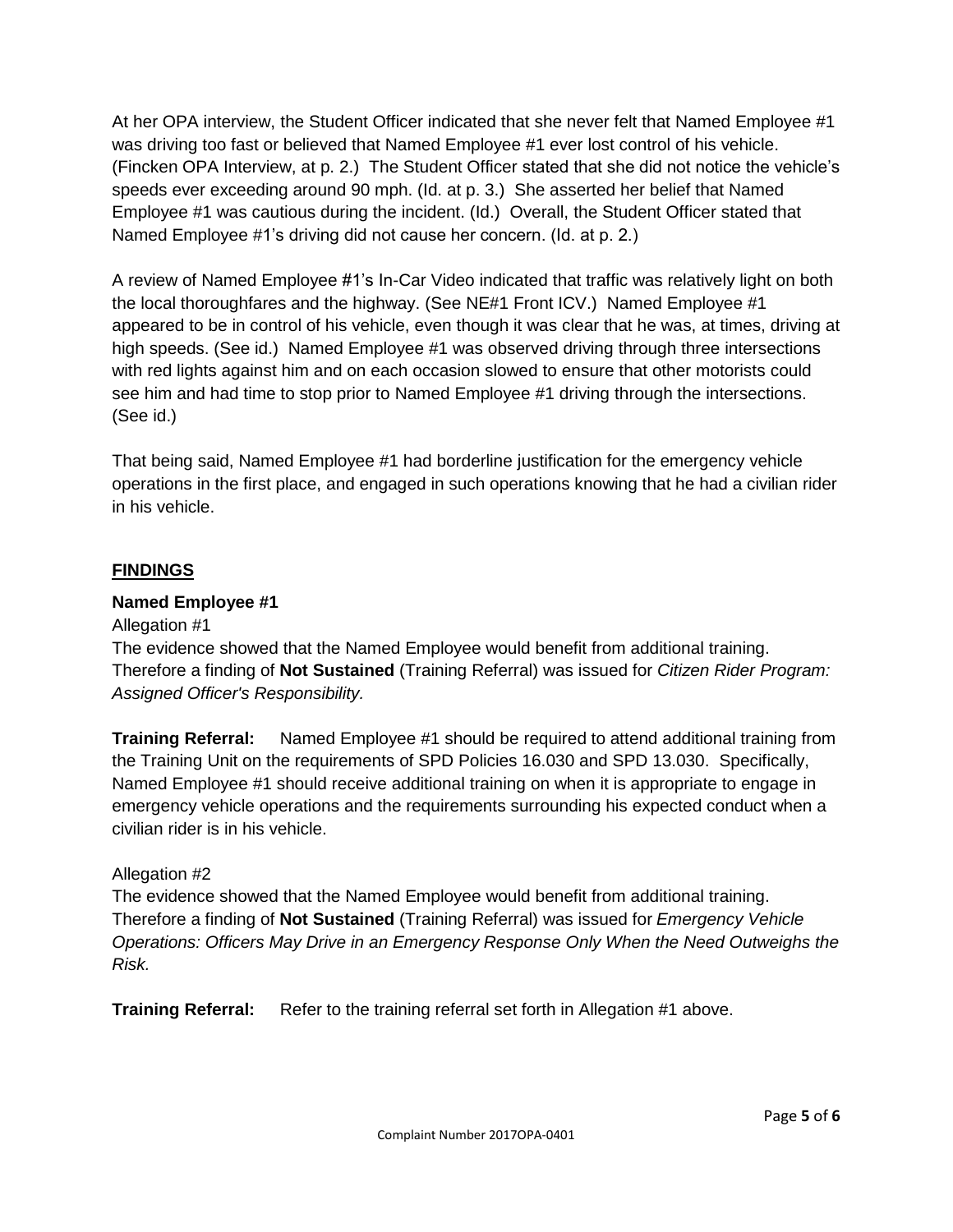At her OPA interview, the Student Officer indicated that she never felt that Named Employee #1 was driving too fast or believed that Named Employee #1 ever lost control of his vehicle. (Fincken OPA Interview, at p. 2.) The Student Officer stated that she did not notice the vehicle's speeds ever exceeding around 90 mph. (Id. at p. 3.) She asserted her belief that Named Employee #1 was cautious during the incident. (Id.) Overall, the Student Officer stated that Named Employee #1's driving did not cause her concern. (Id. at p. 2.)

A review of Named Employee #1's In-Car Video indicated that traffic was relatively light on both the local thoroughfares and the highway. (See NE#1 Front ICV.) Named Employee #1 appeared to be in control of his vehicle, even though it was clear that he was, at times, driving at high speeds. (See id.) Named Employee #1 was observed driving through three intersections with red lights against him and on each occasion slowed to ensure that other motorists could see him and had time to stop prior to Named Employee #1 driving through the intersections. (See id.)

That being said, Named Employee #1 had borderline justification for the emergency vehicle operations in the first place, and engaged in such operations knowing that he had a civilian rider in his vehicle.

## FINDINGS

**Named Employee #1**

Allegation #1

The evidence showed that the Named Employee would benefit from additional training. Therefore a finding of **Not Sustained** (Training Referral) was issued for *Citizen Rider Program: Assigned Officer's Responsibility.*

**Training Referral:** Named Employee #1 should be required to attend additional training from the Training Unit on the requirements of SPD Policies 16.030 and SPD 13.030. Specifically, Named Employee #1 should receive additional training on when it is appropriate to engage in emergency vehicle operations and the requirements surrounding his expected conduct when a civilian rider is in his vehicle.

Allegation #2

The evidence showed that the Named Employee would benefit from additional training. Therefore a finding of **Not Sustained** (Training Referral) was issued for *Emergency Vehicle Operations: Officers May Drive in an Emergency Response Only When the Need Outweighs the Risk.*

**Training Referral:** Refer to the training referral set forth in Allegation #1 above.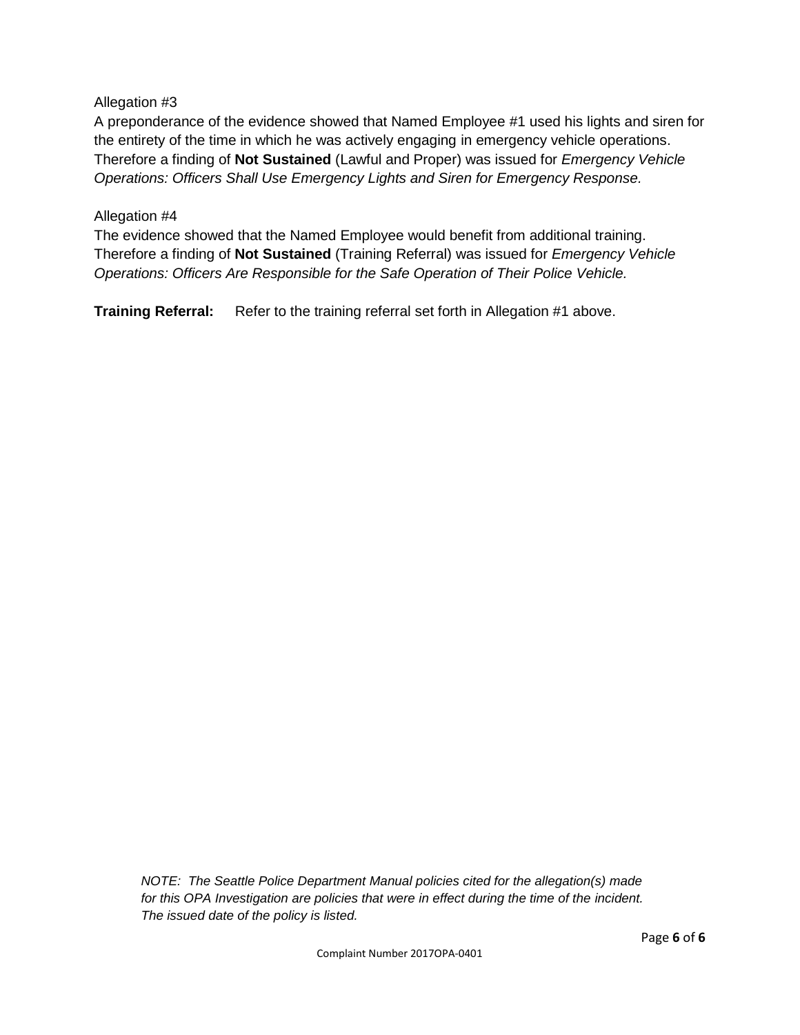Allegation #3

A preponderance of the evidence showed that Named Employee #1 used his lights and siren for the entirety of the time in which he was actively engaging in emergency vehicle operations. Therefore a finding of **Not Sustained** (Lawful and Proper) was issued for *Emergency Vehicle Operations: Officers Shall Use Emergency Lights and Siren for Emergency Response.*

Allegation #4

The evidence showed that the Named Employee would benefit from additional training. Therefore a finding of **Not Sustained** (Training Referral) was issued for *Emergency Vehicle Operations: Officers Are Responsible for the Safe Operation of Their Police Vehicle.*

**Training Referral:** Refer to the training referral set forth in Allegation #1 above.

*NOTE: The Seattle Police Department Manual policies cited for the allegation(s) made for this OPA Investigation are policies that were in effect during the time of the incident. The issued date of the policy is listed.*